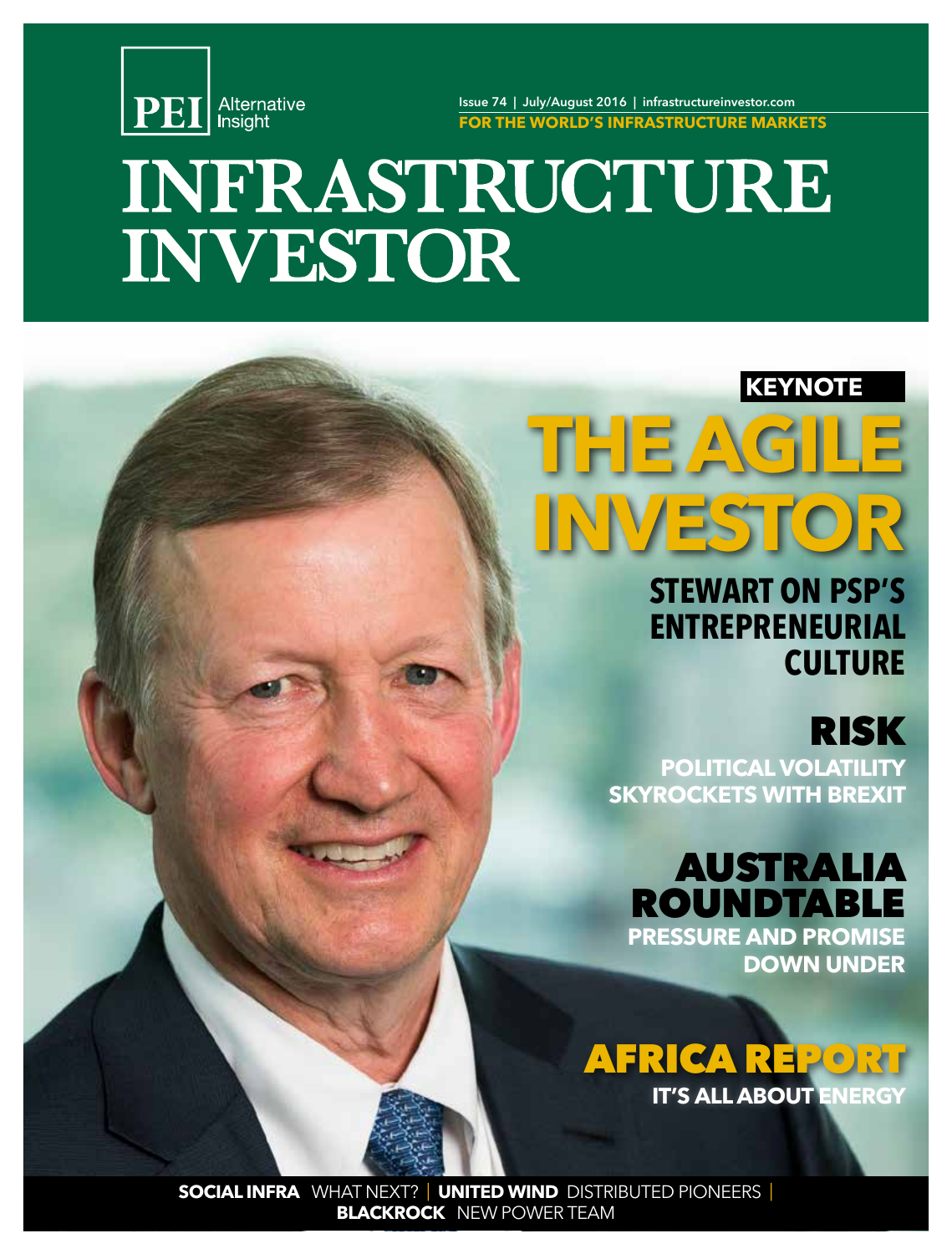PEI Alternative Insight

Issue 74 | July/August 2016 | infrastructureinvestor.com

**FOR THE WORLD'S INFRASTRUCTURE MARKETS**

# INFRASTRUCTURE INVESTOR

**KEYNOTE**

## THE AGILE INVESTOR

**STEWART ON PSP'S ENTREPRENEURIAL CULTURE**

## RISK

**POLITICAL VOLATILITY SKYROCKETS WITH BREXIT**

## AUSTRALIA ROUNDTABLE

**PRESSURE AND PROMISE DOWN UNDER**

## AFRICA REPORT

**IT'S ALL ABOUT ENERGY**

**SOCIAL INFRA** WHAT NEXT? | **UNITED WIND** DISTRIBUTED PIONEERS | **BLACKROCK** NEW POWER TEAM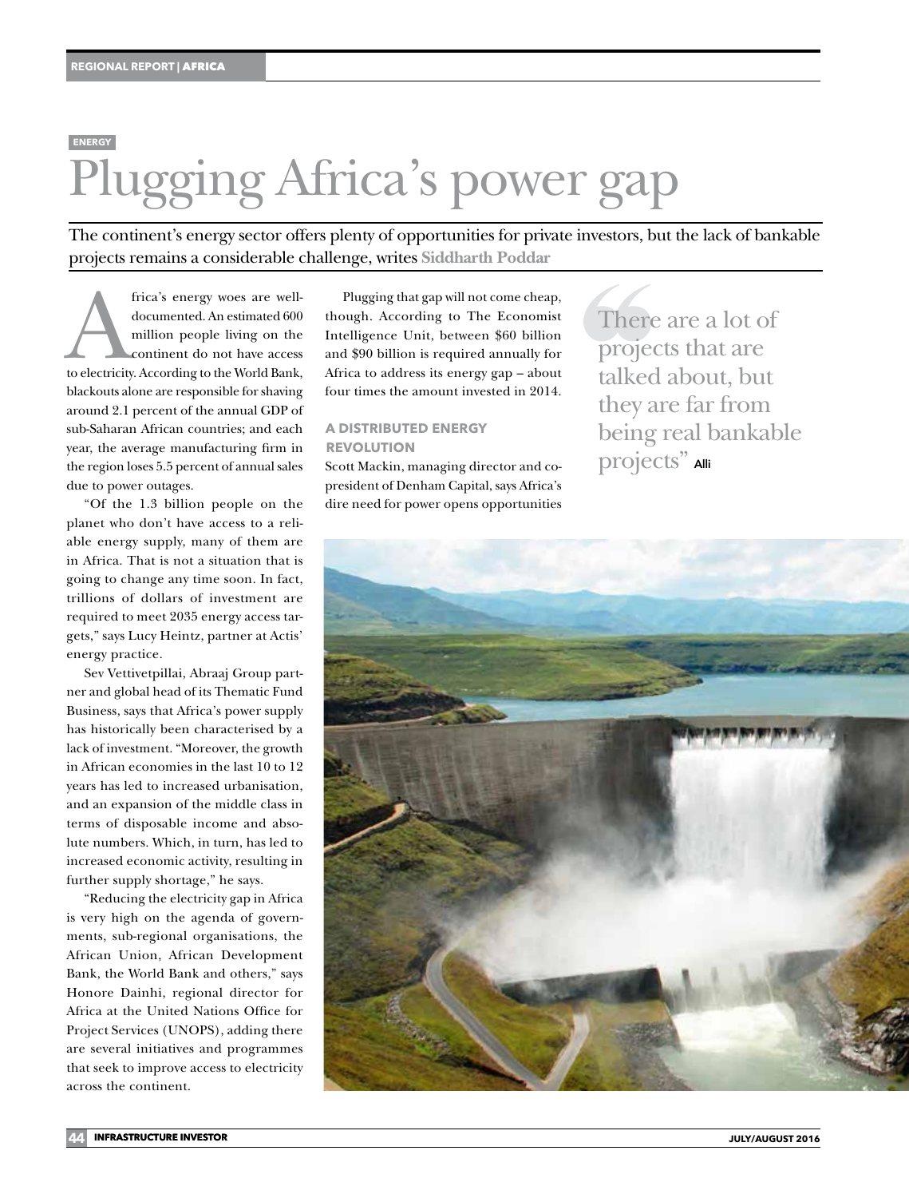ENERGY

# Plugging Africa's power gap

The continent's energy sector offers plenty of opportunities for private investors, but the lack of bankable projects remains a considerable challenge, writes **Siddharth Poddar**

Africa's energy woes are well-documented. An estimated 600 million people living on the continent do not have access to electricity. According to the World Bank, blackouts alone are responsible for shaving around 2.1 percent of the annual GDP of sub-Saharan African countries; and each year, the average manufacturing firm in the region loses 5.5 percent of annual sales due to power outages.

"Of the 1.3 billion people on the planet who don't have access to a reliable energy supply, many of them are in Africa. That is not a situation that is going to change any time soon. In fact, trillions of dollars of investment are required to meet 2035 energy access targets," says Lucy Heintz, partner at Actis' energy practice.

Sev Vettivetpillai, Abraaj Group partner and global head of its Thematic Fund Business, says that Africa's power supply has historically been characterised by a lack of investment. "Moreover, the growth in African economies in the last 10 to 12 years has led to increased urbanisation, and an expansion of the middle class in terms of disposable income and absolute numbers. Which, in turn, has led to increased economic activity, resulting in further supply shortage," he says.

"Reducing the electricity gap in Africa is very high on the agenda of governments, sub-regional organisations, the African Union, African Development Bank, the World Bank and others," says Honore Dainhi, regional director for Africa at the United Nations Office for Project Services (UNOPS), adding there are several initiatives and programmes that seek to improve access to electricity across the continent.

Plugging that gap will not come cheap, though. According to The Economist Intelligence Unit, between $60 billion and $90 billion is required annually for Africa to address its energy gap – about four times the amount invested in 2014.

> "There are a lot of projects that are talked about, but they are far from being real bankable projects" Alli

## A DISTRIBUTED ENERGY REVOLUTION

Scott Mackin, managing director and co-president of Denham Capital, says Africa's dire need for power opens opportunities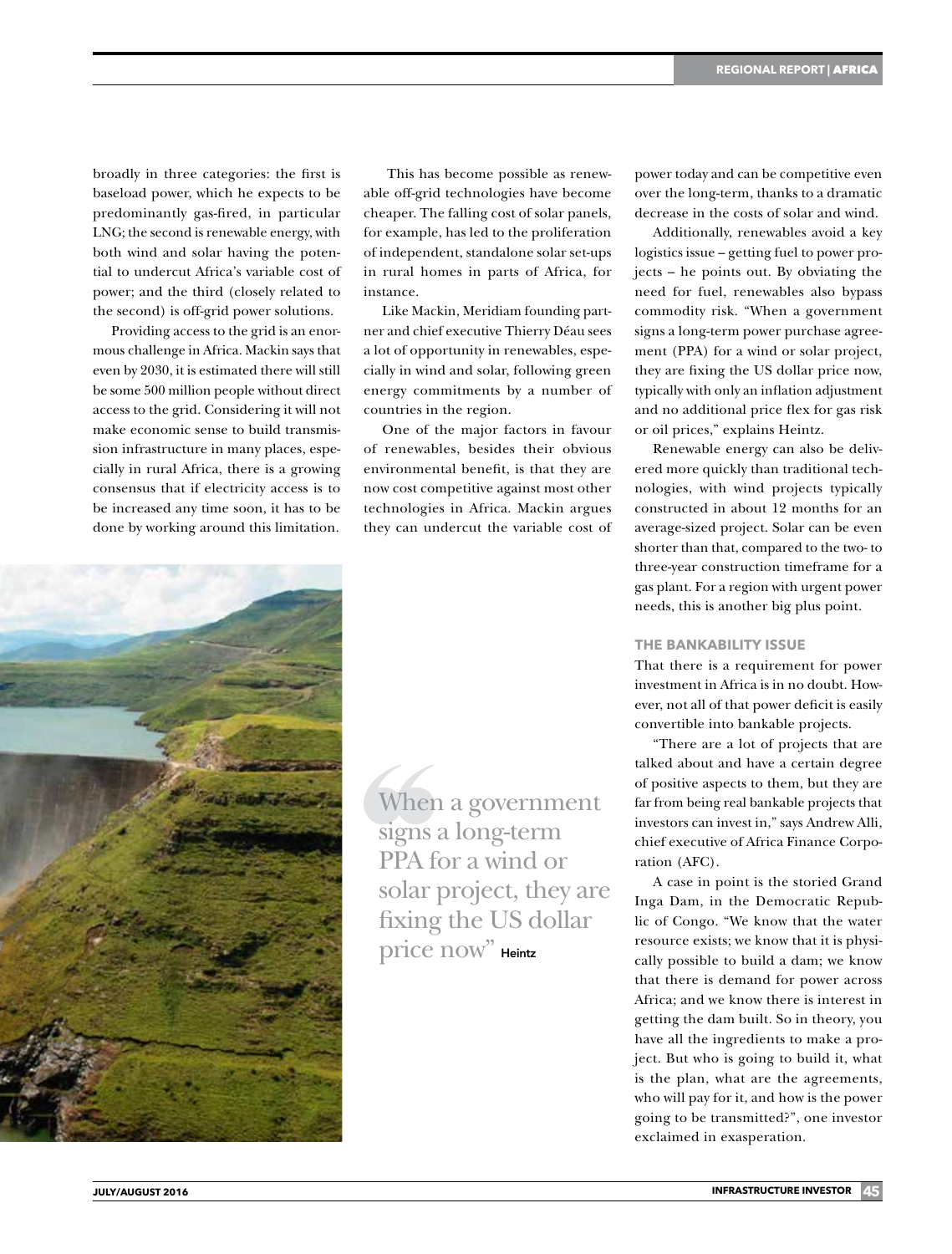broadly in three categories: the first is baseload power, which he expects to be predominantly gas-fired, in particular LNG; the second is renewable energy, with both wind and solar having the potential to undercut Africa's variable cost of power; and the third (closely related to the second) is off-grid power solutions.

Providing access to the grid is an enormous challenge in Africa. Mackin says that even by 2030, it is estimated there will still be some 500 million people without direct access to the grid. Considering it will not make economic sense to build transmission infrastructure in many places, especially in rural Africa, there is a growing consensus that if electricity access is to be increased any time soon, it has to be done by working around this limitation.

This has become possible as renewable off-grid technologies have become cheaper. The falling cost of solar panels, for example, has led to the proliferation of independent, standalone solar set-ups in rural homes in parts of Africa, for instance.

Like Mackin, Meridiam founding partner and chief executive Thierry Déau sees a lot of opportunity in renewables, especially in wind and solar, following green energy commitments by a number of countries in the region.

One of the major factors in favour of renewables, besides their obvious environmental benefit, is that they are now cost competitive against most other technologies in Africa. Mackin argues they can undercut the variable cost of power today and can be competitive even over the long-term, thanks to a dramatic decrease in the costs of solar and wind.

Additionally, renewables avoid a key logistics issue – getting fuel to power projects – he points out. By obviating the need for fuel, renewables also bypass commodity risk. "When a government signs a long-term power purchase agreement (PPA) for a wind or solar project, they are fixing the US dollar price now, typically with only an inflation adjustment and no additional price flex for gas risk or oil prices," explains Heintz.

Renewable energy can also be delivered more quickly than traditional technologies, with wind projects typically constructed in about 12 months for an average-sized project. Solar can be even shorter than that, compared to the two- to three-year construction timeframe for a gas plant. For a region with urgent power needs, this is another big plus point.

> "When a government signs a long-term PPA for a wind or solar project, they are fixing the US dollar price now" Heintz

### THE BANKABILITY ISSUE

That there is a requirement for power investment in Africa is in no doubt. However, not all of that power deficit is easily convertible into bankable projects.

"There are a lot of projects that are talked about and have a certain degree of positive aspects to them, but they are far from being real bankable projects that investors can invest in," says Andrew Alli, chief executive of Africa Finance Corporation (AFC).

A case in point is the storied Grand Inga Dam, in the Democratic Republic of Congo. "We know that the water resource exists; we know that it is physically possible to build a dam; we know that there is demand for power across Africa; and we know there is interest in getting the dam built. So in theory, you have all the ingredients to make a project. But who is going to build it, what is the plan, what are the agreements, who will pay for it, and how is the power going to be transmitted?", one investor exclaimed in exasperation.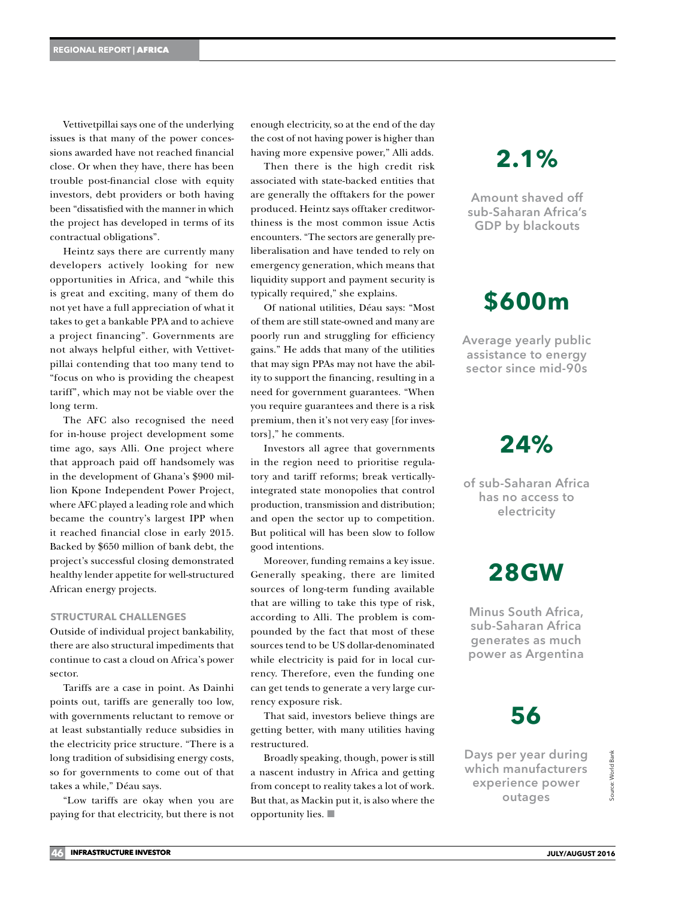Vettivetpillai says one of the underlying issues is that many of the power concessions awarded have not reached financial close. Or when they have, there has been trouble post-financial close with equity investors, debt providers or both having been "dissatisfied with the manner in which the project has developed in terms of its contractual obligations".

Heintz says there are currently many developers actively looking for new opportunities in Africa, and "while this is great and exciting, many of them do not yet have a full appreciation of what it takes to get a bankable PPA and to achieve a project financing". Governments are not always helpful either, with Vettivetpillai contending that too many tend to "focus on who is providing the cheapest tariff", which may not be viable over the long term.

The AFC also recognised the need for in-house project development some time ago, says Alli. One project where that approach paid off handsomely was in the development of Ghana's $900 million Kpone Independent Power Project, where AFC played a leading role and which became the country's largest IPP when it reached financial close in early 2015. Backed by $650 million of bank debt, the project's successful closing demonstrated healthy lender appetite for well-structured African energy projects.

### STRUCTURAL CHALLENGES

Outside of individual project bankability, there are also structural impediments that continue to cast a cloud on Africa's power sector.

Tariffs are a case in point. As Dainhi points out, tariffs are generally too low, with governments reluctant to remove or at least substantially reduce subsidies in the electricity price structure. "There is a long tradition of subsidising energy costs, so for governments to come out of that takes a while," Déau says.

"Low tariffs are okay when you are paying for that electricity, but there is not enough electricity, so at the end of the day the cost of not having power is higher than having more expensive power," Alli adds.

Then there is the high credit risk associated with state-backed entities that are generally the offtakers for the power produced. Heintz says offtaker creditworthiness is the most common issue Actis encounters. "The sectors are generally pre-liberalisation and have tended to rely on emergency generation, which means that liquidity support and payment security is typically required," she explains.

Of national utilities, Déau says: "Most of them are still state-owned and many are poorly run and struggling for efficiency gains." He adds that many of the utilities that may sign PPAs may not have the ability to support the financing, resulting in a need for government guarantees. "When you require guarantees and there is a risk premium, then it's not very easy [for investors]," he comments.

Investors all agree that governments in the region need to prioritise regulatory and tariff reforms; break vertically-integrated state monopolies that control production, transmission and distribution; and open the sector up to competition. But political will has been slow to follow good intentions.

Moreover, funding remains a key issue. Generally speaking, there are limited sources of long-term funding available that are willing to take this type of risk, according to Alli. The problem is compounded by the fact that most of these sources tend to be US dollar-denominated while electricity is paid for in local currency. Therefore, even the funding one can get tends to generate a very large currency exposure risk.

That said, investors believe things are getting better, with many utilities having restructured.

Broadly speaking, though, power is still a nascent industry in Africa and getting from concept to reality takes a lot of work. But that, as Mackin put it, is also where the opportunity lies. ■

**2.1%**

Amount shaved off sub-Saharan Africa's GDP by blackouts

**$600m**

Average yearly public assistance to energy sector since mid-90s

**24%**

of sub-Saharan Africa has no access to electricity

**28GW**

Minus South Africa, sub-Saharan Africa generates as much power as Argentina

**56**

Days per year during which manufacturers experience power outages

Source: World Bank